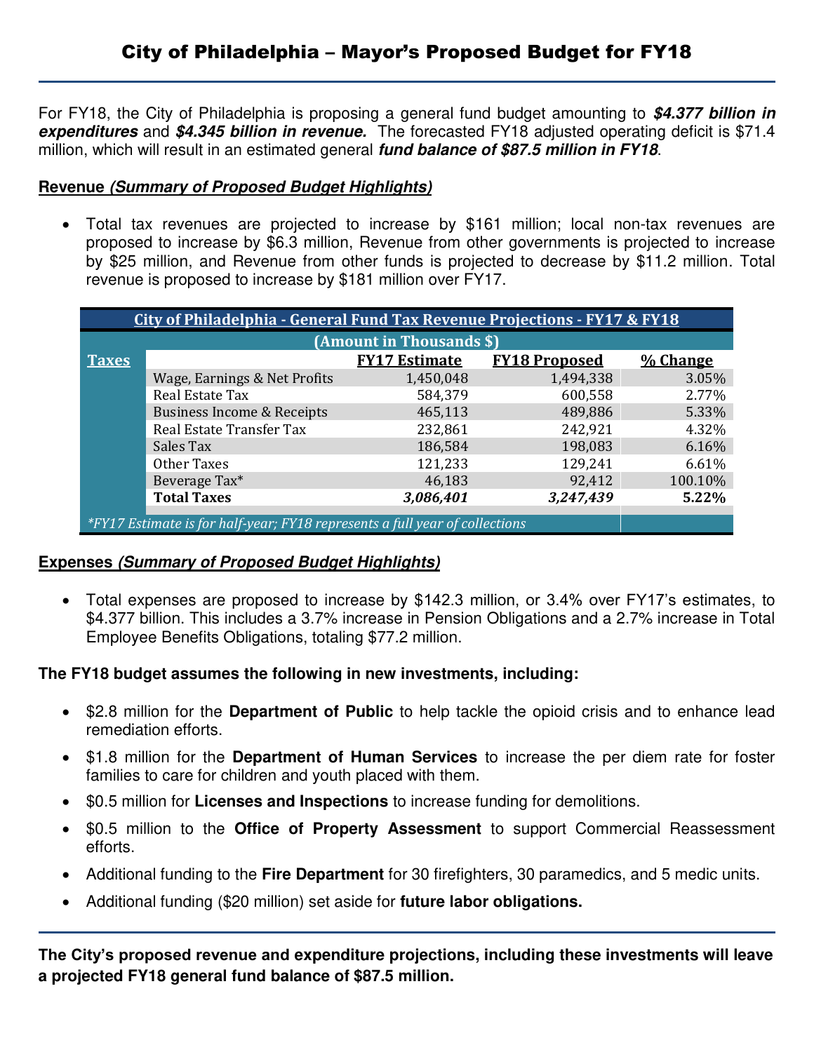# City of Philadelphia – Mayor's Proposed Budget for FY18

For FY18, the City of Philadelphia is proposing a general fund budget amounting to ***$4.377 billion in expenditures*** and ***$4.345 billion in revenue.*** The forecasted FY18 adjusted operating deficit is $71.4 million, which will result in an estimated general ***fund balance of $87.5 million in FY18***.

## Revenue *(Summary of Proposed Budget Highlights)*

- Total tax revenues are projected to increase by $161 million; local non-tax revenues are proposed to increase by $6.3 million, Revenue from other governments is projected to increase by $25 million, and Revenue from other funds is projected to decrease by $11.2 million. Total revenue is proposed to increase by $181 million over FY17.

| City of Philadelphia - General Fund Tax Revenue Projections - FY17 & FY18 (Amount in Thousands $) | | | | |
|---|---|---|---|---|
| **Taxes** | | **FY17 Estimate** | **FY18 Proposed** | **% Change** |
| | Wage, Earnings & Net Profits | 1,450,048 | 1,494,338 | 3.05% |
| | Real Estate Tax | 584,379 | 600,558 | 2.77% |
| | Business Income & Receipts | 465,113 | 489,886 | 5.33% |
| | Real Estate Transfer Tax | 232,861 | 242,921 | 4.32% |
| | Sales Tax | 186,584 | 198,083 | 6.16% |
| | Other Taxes | 121,233 | 129,241 | 6.61% |
| | Beverage Tax* | 46,183 | 92,412 | 100.10% |
| | **Total Taxes** | ***3,086,401*** | ***3,247,439*** | **5.22%** |

*\*FY17 Estimate is for half-year; FY18 represents a full year of collections*

## Expenses *(Summary of Proposed Budget Highlights)*

- Total expenses are proposed to increase by $142.3 million, or 3.4% over FY17's estimates, to $4.377 billion. This includes a 3.7% increase in Pension Obligations and a 2.7% increase in Total Employee Benefits Obligations, totaling $77.2 million.

**The FY18 budget assumes the following in new investments, including:**

- $2.8 million for the **Department of Public** to help tackle the opioid crisis and to enhance lead remediation efforts.
- $1.8 million for the **Department of Human Services** to increase the per diem rate for foster families to care for children and youth placed with them.
- $0.5 million for **Licenses and Inspections** to increase funding for demolitions.
- $0.5 million to the **Office of Property Assessment** to support Commercial Reassessment efforts.
- Additional funding to the **Fire Department** for 30 firefighters, 30 paramedics, and 5 medic units.
- Additional funding ($20 million) set aside for **future labor obligations.**

**The City's proposed revenue and expenditure projections, including these investments will leave a projected FY18 general fund balance of $87.5 million.**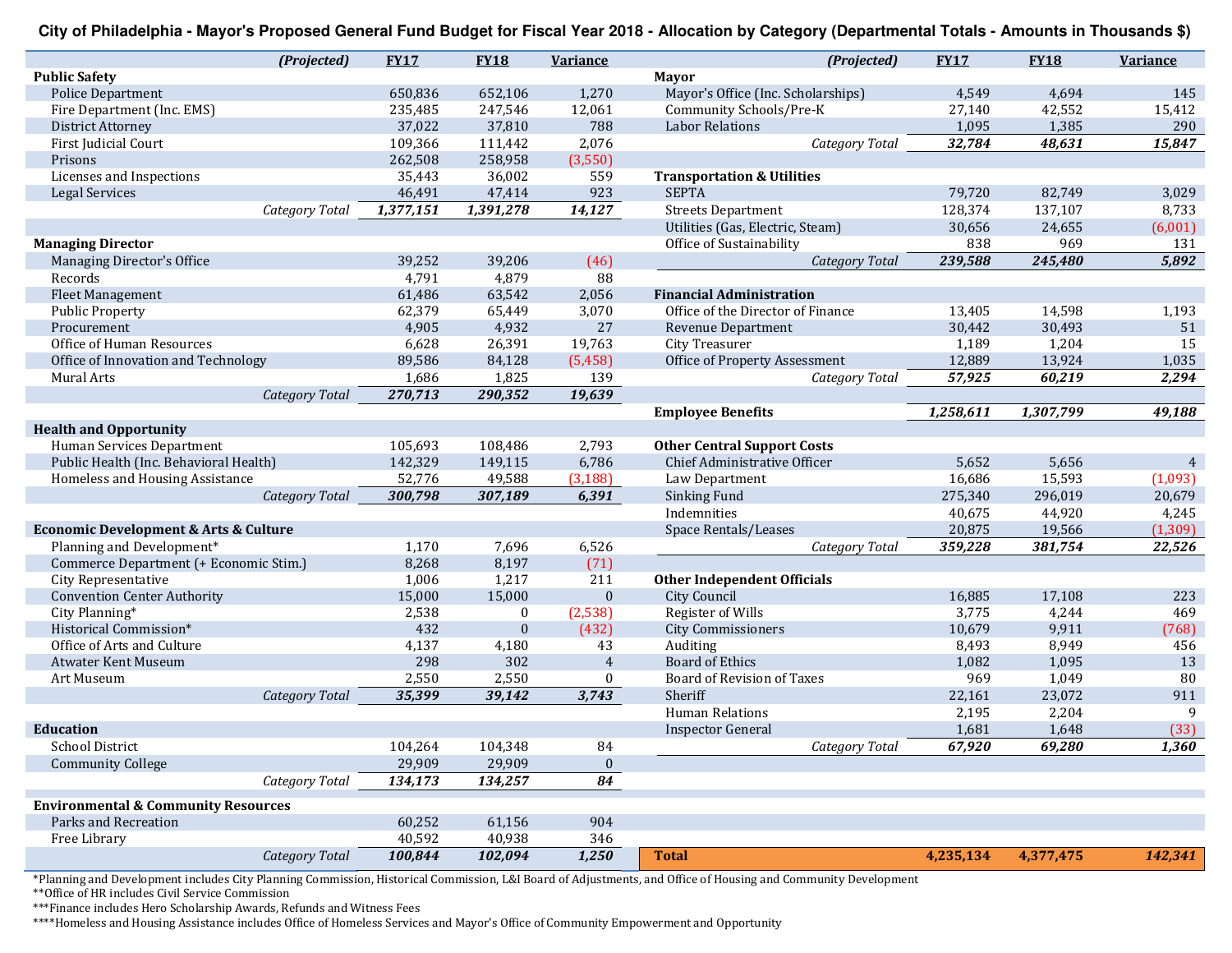# City of Philadelphia - Mayor's Proposed General Fund Budget for Fiscal Year 2018 - Allocation by Category (Departmental Totals - Amounts in Thousands $)

| *(Projected)* | FY17 | FY18 | Variance |
|---|---|---|---|
| **Public Safety** | | | |
| Police Department | 650,836 | 652,106 | 1,270 |
| Fire Department (Inc. EMS) | 235,485 | 247,546 | 12,061 |
| District Attorney | 37,022 | 37,810 | 788 |
| First Judicial Court | 109,366 | 111,442 | 2,076 |
| Prisons | 262,508 | 258,958 | (3,550) |
| Licenses and Inspections | 35,443 | 36,002 | 559 |
| Legal Services | 46,491 | 47,414 | 923 |
| *Category Total* | ***1,377,151*** | ***1,391,278*** | ***14,127*** |
| **Managing Director** | | | |
| Managing Director's Office | 39,252 | 39,206 | (46) |
| Records | 4,791 | 4,879 | 88 |
| Fleet Management | 61,486 | 63,542 | 2,056 |
| Public Property | 62,379 | 65,449 | 3,070 |
| Procurement | 4,905 | 4,932 | 27 |
| Office of Human Resources | 6,628 | 26,391 | 19,763 |
| Office of Innovation and Technology | 89,586 | 84,128 | (5,458) |
| Mural Arts | 1,686 | 1,825 | 139 |
| *Category Total* | ***270,713*** | ***290,352*** | ***19,639*** |
| **Health and Opportunity** | | | |
| Human Services Department | 105,693 | 108,486 | 2,793 |
| Public Health (Inc. Behavioral Health) | 142,329 | 149,115 | 6,786 |
| Homeless and Housing Assistance | 52,776 | 49,588 | (3,188) |
| *Category Total* | ***300,798*** | ***307,189*** | ***6,391*** |
| **Economic Development & Arts & Culture** | | | |
| Planning and Development* | 1,170 | 7,696 | 6,526 |
| Commerce Department (+ Economic Stim.) | 8,268 | 8,197 | (71) |
| City Representative | 1,006 | 1,217 | 211 |
| Convention Center Authority | 15,000 | 15,000 | 0 |
| City Planning* | 2,538 | 0 | (2,538) |
| Historical Commission* | 432 | 0 | (432) |
| Office of Arts and Culture | 4,137 | 4,180 | 43 |
| Atwater Kent Museum | 298 | 302 | 4 |
| Art Museum | 2,550 | 2,550 | 0 |
| *Category Total* | ***35,399*** | ***39,142*** | ***3,743*** |
| **Education** | | | |
| School District | 104,264 | 104,348 | 84 |
| Community College | 29,909 | 29,909 | 0 |
| *Category Total* | ***134,173*** | ***134,257*** | ***84*** |
| **Environmental & Community Resources** | | | |
| Parks and Recreation | 60,252 | 61,156 | 904 |
| Free Library | 40,592 | 40,938 | 346 |
| *Category Total* | ***100,844*** | ***102,094*** | ***1,250*** |

| *(Projected)* | FY17 | FY18 | Variance |
|---|---|---|---|
| **Mayor** | | | |
| Mayor's Office (Inc. Scholarships) | 4,549 | 4,694 | 145 |
| Community Schools/Pre-K | 27,140 | 42,552 | 15,412 |
| Labor Relations | 1,095 | 1,385 | 290 |
| *Category Total* | ***32,784*** | ***48,631*** | ***15,847*** |
| **Transportation & Utilities** | | | |
| SEPTA | 79,720 | 82,749 | 3,029 |
| Streets Department | 128,374 | 137,107 | 8,733 |
| Utilities (Gas, Electric, Steam) | 30,656 | 24,655 | (6,001) |
| Office of Sustainability | 838 | 969 | 131 |
| *Category Total* | ***239,588*** | ***245,480*** | ***5,892*** |
| **Financial Administration** | | | |
| Office of the Director of Finance | 13,405 | 14,598 | 1,193 |
| Revenue Department | 30,442 | 30,493 | 51 |
| City Treasurer | 1,189 | 1,204 | 15 |
| Office of Property Assessment | 12,889 | 13,924 | 1,035 |
| *Category Total* | ***57,925*** | ***60,219*** | ***2,294*** |
| **Employee Benefits** | ***1,258,611*** | ***1,307,799*** | ***49,188*** |
| **Other Central Support Costs** | | | |
| Chief Administrative Officer | 5,652 | 5,656 | 4 |
| Law Department | 16,686 | 15,593 | (1,093) |
| Sinking Fund | 275,340 | 296,019 | 20,679 |
| Indemnities | 40,675 | 44,920 | 4,245 |
| Space Rentals/Leases | 20,875 | 19,566 | (1,309) |
| *Category Total* | ***359,228*** | ***381,754*** | ***22,526*** |
| **Other Independent Officials** | | | |
| City Council | 16,885 | 17,108 | 223 |
| Register of Wills | 3,775 | 4,244 | 469 |
| City Commissioners | 10,679 | 9,911 | (768) |
| Auditing | 8,493 | 8,949 | 456 |
| Board of Ethics | 1,082 | 1,095 | 13 |
| Board of Revision of Taxes | 969 | 1,049 | 80 |
| Sheriff | 22,161 | 23,072 | 911 |
| Human Relations | 2,195 | 2,204 | 9 |
| Inspector General | 1,681 | 1,648 | (33) |
| *Category Total* | ***67,920*** | ***69,280*** | ***1,360*** |
| **Total** | **4,235,134** | **4,377,475** | ***142,341*** |

*Planning and Development includes City Planning Commission, Historical Commission, L&I Board of Adjustments, and Office of Housing and Community Development

**Office of HR includes Civil Service Commission

***Finance includes Hero Scholarship Awards, Refunds and Witness Fees

****Homeless and Housing Assistance includes Office of Homeless Services and Mayor's Office of Community Empowerment and Opportunity